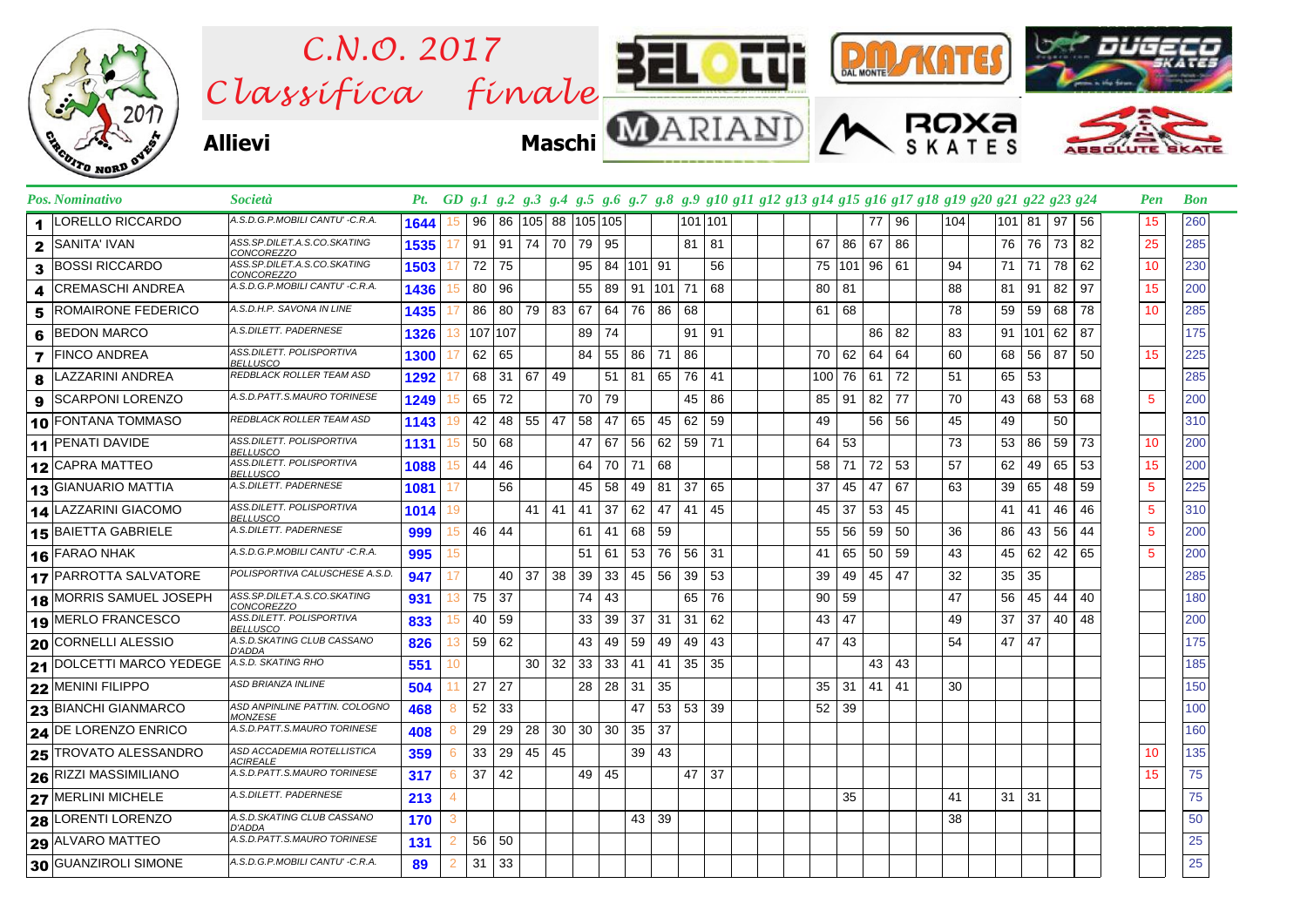# C.N.O. 2017

## Classifica finale

**Allievi** **Maschi**

| Pos. | Nominativo | Società | Pt. | GD | g.1 | g.2 | g.3 | g.4 | g.5 | g.6 | g.7 | g.8 | g.9 | g.10 | g.11 | g.12 | g.13 | g.14 | g.15 | g.16 | g.17 | g.18 | g.19 | g.20 | g.21 | g.22 | g.23 | g.24 | Pen | Bon |
|---|---|---|---|---|---|---|---|---|---|---|---|---|---|---|---|---|---|---|---|---|---|---|---|---|---|---|---|---|---|---|
| 1 | LORELLO RICCARDO | A.S.D.G.P.MOBILI CANTU' -C.R.A. | 1644 | 15 | 96 | 86 | 105 | 88 | 105 | 105 | | | 101 | 101 | | | | | | 77 | 96 | | 104 | | 101 | 81 | 97 | 56 | 15 | 260 |
| 2 | SANITA' IVAN | ASS.SP.DILET.A.S.CO.SKATING CONCOREZZO | 1535 | 17 | 91 | 91 | 74 | 70 | 79 | 95 | | | 81 | 81 | | | | 67 | 86 | 67 | 86 | | | | 76 | 76 | 73 | 82 | 25 | 285 |
| 3 | BOSSI RICCARDO | ASS.SP.DILET.A.S.CO.SKATING CONCOREZZO | 1503 | 17 | 72 | 75 | | | 95 | 84 | 101 | 91 | | 56 | | | | 75 | 101 | 96 | 61 | | 94 | | 71 | 71 | 78 | 62 | 10 | 230 |
| 4 | CREMASCHI ANDREA | A.S.D.G.P.MOBILI CANTU' -C.R.A. | 1436 | 15 | 80 | 96 | | | 55 | 89 | 91 | 101 | 71 | 68 | | | | 80 | 81 | | | | 88 | | 81 | 91 | 82 | 97 | 15 | 200 |
| 5 | ROMAIRONE FEDERICO | A.S.D.H.P. SAVONA IN LINE | 1435 | 17 | 86 | 80 | 79 | 83 | 67 | 64 | 76 | 86 | 68 | | | | | 61 | 68 | | | | 78 | | 59 | 59 | 68 | 78 | 10 | 285 |
| 6 | BEDON MARCO | A.S.DILETT. PADERNESE | 1326 | 13 | 107 | 107 | | | 89 | 74 | | | 91 | 91 | | | | | | 86 | 82 | | 83 | | 91 | 101 | 62 | 87 | | 175 |
| 7 | FINCO ANDREA | ASS.DILETT. POLISPORTIVA BELLUSCO | 1300 | 17 | 62 | 65 | | | 84 | 55 | 86 | 71 | 86 | | | | | 70 | 62 | 64 | 64 | | 60 | | 68 | 56 | 87 | 50 | 15 | 225 |
| 8 | LAZZARINI ANDREA | REDBLACK ROLLER TEAM ASD | 1292 | 17 | 68 | 31 | 67 | 49 | | 51 | 81 | 65 | 76 | 41 | | | | 100 | 76 | 61 | 72 | | 51 | | 65 | 53 | | | | 285 |
| 9 | SCARPONI LORENZO | A.S.D.PATT.S.MAURO TORINESE | 1249 | 15 | 65 | 72 | | | 70 | 79 | | | 45 | 86 | | | | 85 | 91 | 82 | 77 | | 70 | | 43 | 68 | 53 | 68 | 5 | 200 |
| 10 | FONTANA TOMMASO | REDBLACK ROLLER TEAM ASD | 1143 | 19 | 42 | 48 | 55 | 47 | 58 | 47 | 65 | 45 | 62 | 59 | | | | 49 | | 56 | 56 | | 45 | | 49 | | 50 | | | 310 |
| 11 | PENATI DAVIDE | ASS.DILETT. POLISPORTIVA BELLUSCO | 1131 | 15 | 50 | 68 | | | 47 | 67 | 56 | 62 | 59 | 71 | | | | 64 | 53 | | | | 73 | | 53 | 86 | 59 | 73 | 10 | 200 |
| 12 | CAPRA MATTEO | ASS.DILETT. POLISPORTIVA BELLUSCO | 1088 | 15 | 44 | 46 | | | 64 | 70 | 71 | 68 | | | | | | 58 | 71 | 72 | 53 | | 57 | | 62 | 49 | 65 | 53 | 15 | 200 |
| 13 | GIANUARIO MATTIA | A.S.DILETT. PADERNESE | 1081 | 17 | | 56 | | | 45 | 58 | 49 | 81 | 37 | 65 | | | | 37 | 45 | 47 | 67 | | 63 | | 39 | 65 | 48 | 59 | 5 | 225 |
| 14 | LAZZARINI GIACOMO | ASS.DILETT. POLISPORTIVA BELLUSCO | 1014 | 19 | | | 41 | 41 | 41 | 37 | 62 | 47 | 41 | 45 | | | | 45 | 37 | 53 | 45 | | | | 41 | 41 | 46 | 46 | 5 | 310 |
| 15 | BAIETTA GABRIELE | A.S.DILETT. PADERNESE | 999 | 15 | 46 | 44 | | | 61 | 41 | 68 | 59 | | | | | | 55 | 56 | 59 | 50 | | 36 | | 86 | 43 | 56 | 44 | 5 | 200 |
| 16 | FARAO NHAK | A.S.D.G.P.MOBILI CANTU' -C.R.A. | 995 | 15 | | | | | 51 | 61 | 53 | 76 | 56 | 31 | | | | 41 | 65 | 50 | 59 | | 43 | | 45 | 62 | 42 | 65 | 5 | 200 |
| 17 | PARROTTA SALVATORE | POLISPORTIVA CALUSCHESE A.S.D. | 947 | 17 | | 40 | 37 | 38 | 39 | 33 | 45 | 56 | 39 | 53 | | | | 39 | 49 | 45 | 47 | | 32 | | 35 | 35 | | | | 285 |
| 18 | MORRIS SAMUEL JOSEPH | ASS.SP.DILET.A.S.CO.SKATING CONCOREZZO | 931 | 13 | 75 | 37 | | | 74 | 43 | | | 65 | 76 | | | | 90 | 59 | | | | 47 | | 56 | 45 | 44 | 40 | | 180 |
| 19 | MERLO FRANCESCO | ASS.DILETT. POLISPORTIVA BELLUSCO | 833 | 15 | 40 | 59 | | | 33 | 39 | 37 | 31 | 31 | 62 | | | | 43 | 47 | | | | 49 | | 37 | 37 | 40 | 48 | | 200 |
| 20 | CORNELLI ALESSIO | A.S.D.SKATING CLUB CASSANO D'ADDA | 826 | 13 | 59 | 62 | | | 43 | 49 | 59 | 49 | 49 | 43 | | | | 47 | 43 | | | | 54 | | 47 | 47 | | | | 175 |
| 21 | DOLCETTI MARCO YEDEGE | A.S.D. SKATING RHO | 551 | 10 | | | 30 | 32 | 33 | 33 | 41 | 41 | 35 | 35 | | | | | | 43 | 43 | | | | | | | | | 185 |
| 22 | MENINI FILIPPO | ASD BRIANZA INLINE | 504 | 11 | 27 | 27 | | | 28 | 28 | 31 | 35 | | | | | | 35 | 31 | 41 | 41 | | 30 | | | | | | | 150 |
| 23 | BIANCHI GIANMARCO | ASD ANPINLINE PATTIN. COLOGNO MONZESE | 468 | 8 | 52 | 33 | | | | | 47 | 53 | 53 | 39 | | | | 52 | 39 | | | | | | | | | | | 100 |
| 24 | DE LORENZO ENRICO | A.S.D.PATT.S.MAURO TORINESE | 408 | 8 | 29 | 29 | 28 | 30 | 30 | 30 | 35 | 37 | | | | | | | | | | | | | | | | | | 160 |
| 25 | TROVATO ALESSANDRO | ASD ACCADEMIA ROTELLISTICA ACIREALE | 359 | 6 | 33 | 29 | 45 | 45 | | | 39 | 43 | | | | | | | | | | | | | | | | | 10 | 135 |
| 26 | RIZZI MASSIMILIANO | A.S.D.PATT.S.MAURO TORINESE | 317 | 6 | 37 | 42 | | | 49 | 45 | | | 47 | 37 | | | | | | | | | | | | | | | 15 | 75 |
| 27 | MERLINI MICHELE | A.S.DILETT. PADERNESE | 213 | 4 | | | | | | | | | | | | | | | 35 | | | | 41 | | 31 | 31 | | | | 75 |
| 28 | LORENTI LORENZO | A.S.D.SKATING CLUB CASSANO D'ADDA | 170 | 3 | | | | | | | 43 | 39 | | | | | | | | | | | 38 | | | | | | | 50 |
| 29 | ALVARO MATTEO | A.S.D.PATT.S.MAURO TORINESE | 131 | 2 | 56 | 50 | | | | | | | | | | | | | | | | | | | | | | | | 25 |
| 30 | GUANZIROLI SIMONE | A.S.D.G.P.MOBILI CANTU' -C.R.A. | 89 | 2 | 31 | 33 | | | | | | | | | | | | | | | | | | | | | | | | 25 |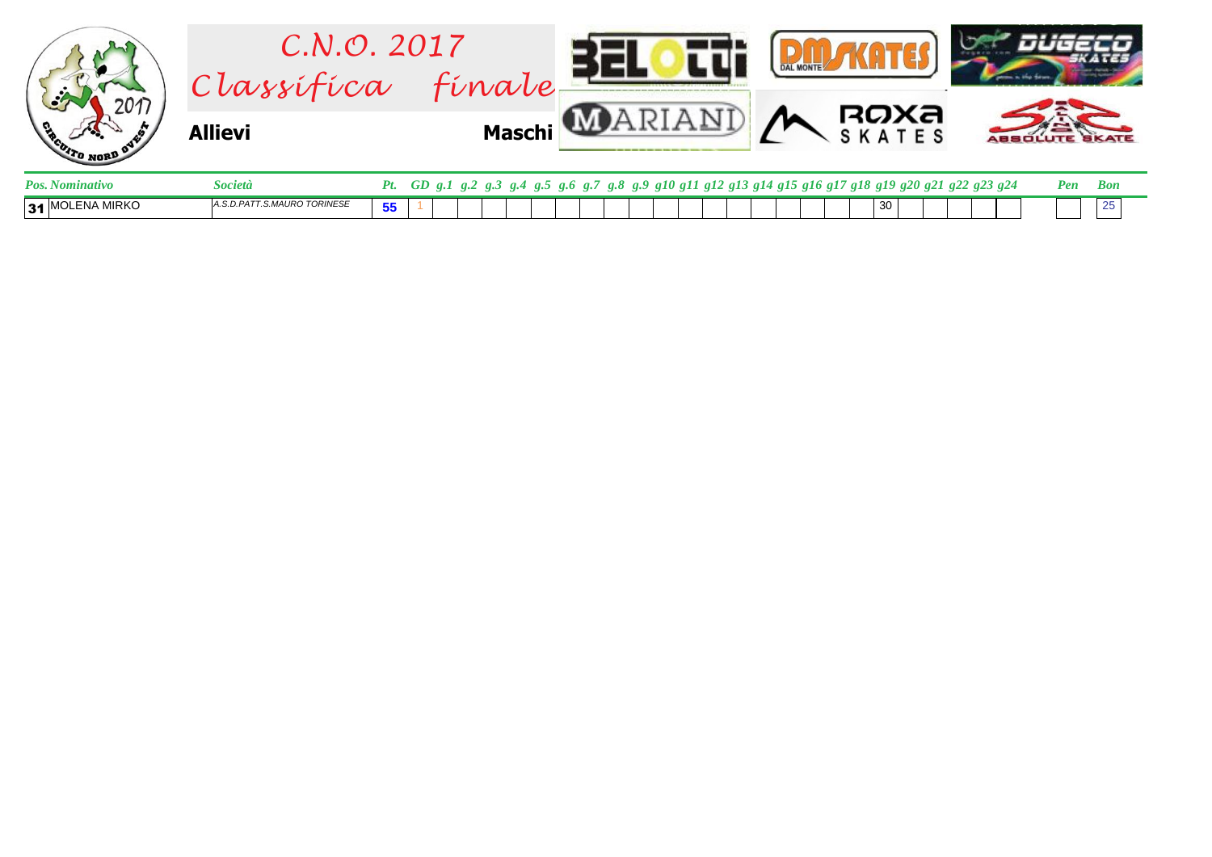# C.N.O. 2017
# Classifica finale

**Allievi** **Maschi**

| Pos. | Nominativo | Società | Pt. | GD | g.1 | g.2 | g.3 | g.4 | g.5 | g.6 | g.7 | g.8 | g.9 | g10 | g11 | g12 | g13 | g14 | g15 | g16 | g17 | g18 | g19 | g20 | g21 | g22 | g23 | g24 | Pen | Bon |
|---|---|---|---|---|---|---|---|---|---|---|---|---|---|---|---|---|---|---|---|---|---|---|---|---|---|---|---|---|---|---|
| 31 | MOLENA MIRKO | A.S.D.PATT.S.MAURO TORINESE | 55 | 1 | | | | | | | | | | | | | | | | | | | 30 | | | | | | | 25 |